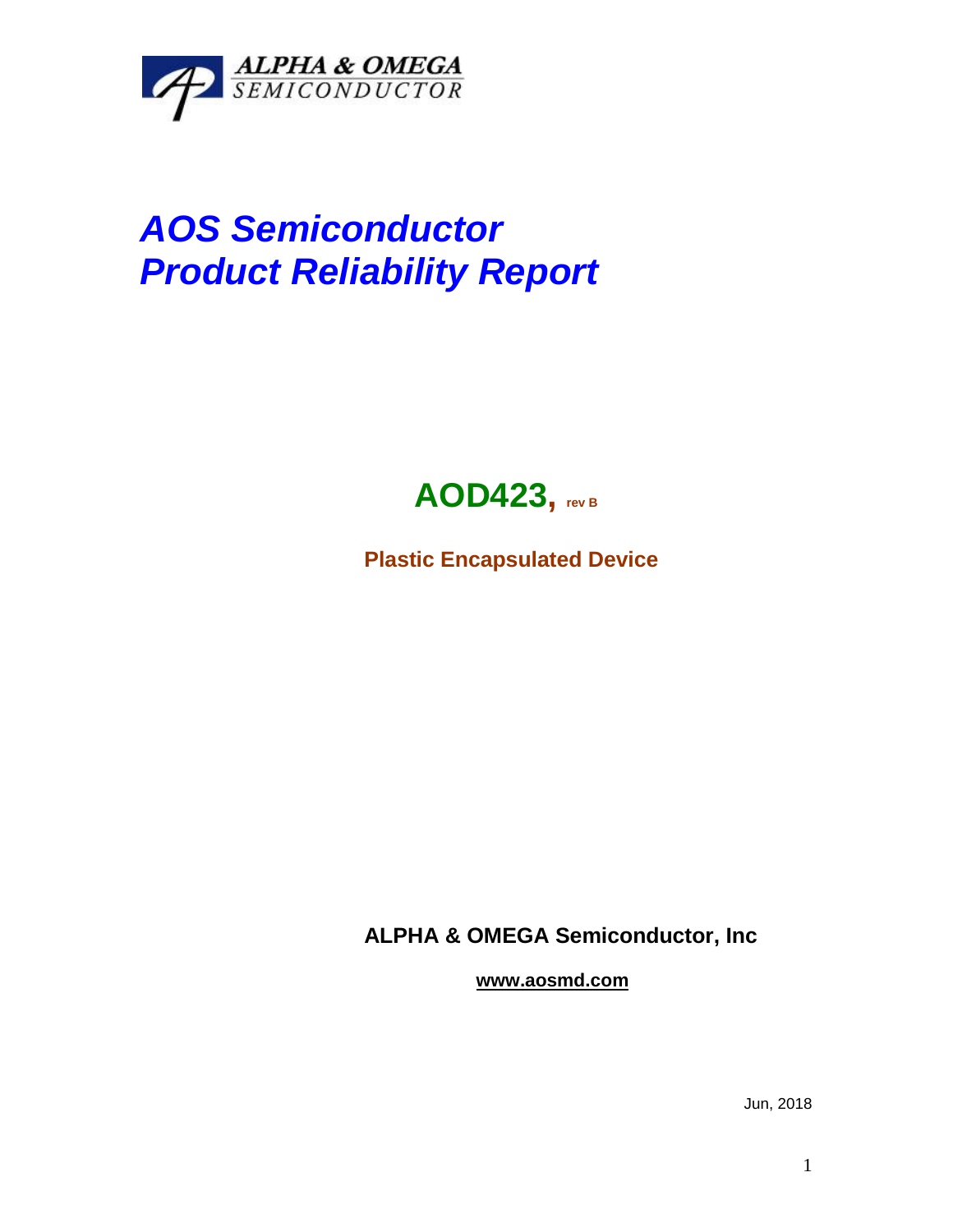ALPHA & OMEGA
SEMICONDUCTOR

# *AOS Semiconductor*
# *Product Reliability Report*

## AOD423, rev B

**Plastic Encapsulated Device**

**ALPHA & OMEGA Semiconductor, Inc**

**www.aosmd.com**

Jun, 2018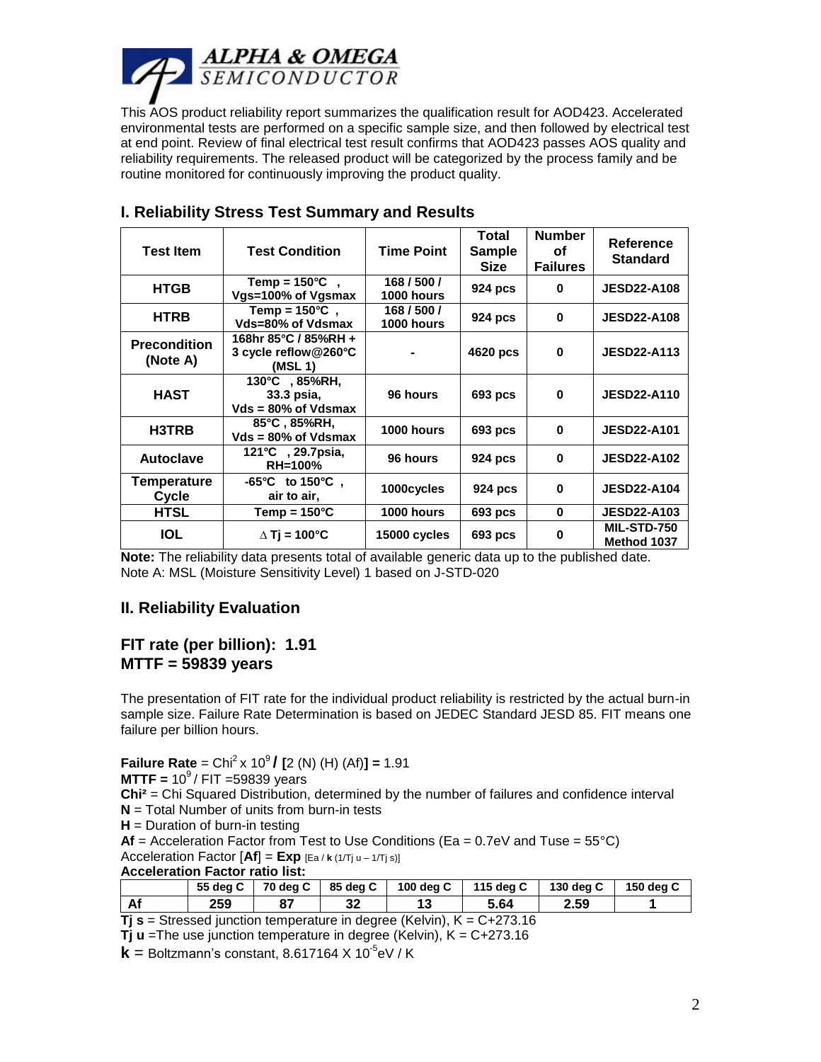**ALPHA & OMEGA SEMICONDUCTOR**

This AOS product reliability report summarizes the qualification result for AOD423. Accelerated environmental tests are performed on a specific sample size, and then followed by electrical test at end point. Review of final electrical test result confirms that AOD423 passes AOS quality and reliability requirements. The released product will be categorized by the process family and be routine monitored for continuously improving the product quality.

## I. Reliability Stress Test Summary and Results

| Test Item | Test Condition | Time Point | Total Sample Size | Number of Failures | Reference Standard |
|---|---|---|---|---|---|
| HTGB | Temp = 150°C , Vgs=100% of Vgsmax | 168 / 500 / 1000 hours | 924 pcs | 0 | JESD22-A108 |
| HTRB | Temp = 150°C , Vds=80% of Vdsmax | 168 / 500 / 1000 hours | 924 pcs | 0 | JESD22-A108 |
| Precondition (Note A) | 168hr 85°C / 85%RH + 3 cycle reflow@260°C (MSL 1) | - | 4620 pcs | 0 | JESD22-A113 |
| HAST | 130°C , 85%RH, 33.3 psia, Vds = 80% of Vdsmax | 96 hours | 693 pcs | 0 | JESD22-A110 |
| H3TRB | 85°C , 85%RH, Vds = 80% of Vdsmax | 1000 hours | 693 pcs | 0 | JESD22-A101 |
| Autoclave | 121°C , 29.7psia, RH=100% | 96 hours | 924 pcs | 0 | JESD22-A102 |
| Temperature Cycle | -65°C to 150°C , air to air, | 1000cycles | 924 pcs | 0 | JESD22-A104 |
| HTSL | Temp = 150°C | 1000 hours | 693 pcs | 0 | JESD22-A103 |
| IOL | $\Delta$ Tj = 100°C | 15000 cycles | 693 pcs | 0 | MIL-STD-750 Method 1037 |

**Note:** The reliability data presents total of available generic data up to the published date.
Note A: MSL (Moisture Sensitivity Level) 1 based on J-STD-020

## II. Reliability Evaluation

### FIT rate (per billion): 1.91
### MTTF = 59839 years

The presentation of FIT rate for the individual product reliability is restricted by the actual burn-in sample size. Failure Rate Determination is based on JEDEC Standard JESD 85. FIT means one failure per billion hours.

**Failure Rate** = $Chi^2 \times 10^9$ **/ [**2 (N) (H) (Af)**] =** 1.91

**MTTF =** $10^9$ / FIT =59839 years

**Chi²** = Chi Squared Distribution, determined by the number of failures and confidence interval

**N** = Total Number of units from burn-in tests

**H** = Duration of burn-in testing

**Af** = Acceleration Factor from Test to Use Conditions (Ea = 0.7eV and Tuse = 55°C)

Acceleration Factor [**Af**] = **Exp** [Ea / **k** (1/Tj u – 1/Tj s)]

**Acceleration Factor ratio list:**

| | 55 deg C | 70 deg C | 85 deg C | 100 deg C | 115 deg C | 130 deg C | 150 deg C |
|---|---|---|---|---|---|---|---|
| Af | 259 | 87 | 32 | 13 | 5.64 | 2.59 | 1 |

**Tj s** = Stressed junction temperature in degree (Kelvin), K = C+273.16

**Tj u** =The use junction temperature in degree (Kelvin), K = C+273.16

**k** = Boltzmann's constant, 8.617164 X $10^{-5}$eV / K